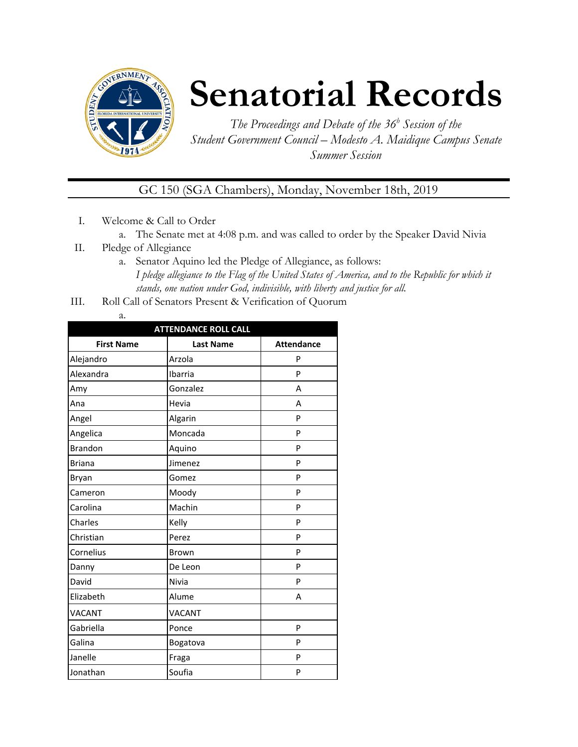# Senatorial Records

*The Proceedings and Debate of the 36[b] Session of the Student Government Council – Modesto A. Maidique Campus Senate Summer Session*

GC 150 (SGA Chambers), Monday, November 18th, 2019

I. Welcome & Call to Order
   a. The Senate met at 4:08 p.m. and was called to order by the Speaker David Nivia
II. Pledge of Allegiance
   a. Senator Aquino led the Pledge of Allegiance, as follows:
   *I pledge allegiance to the Flag of the United States of America, and to the Republic for which it stands, one nation under God, indivisible, with liberty and justice for all.*
III. Roll Call of Senators Present & Verification of Quorum
   a.

| ATTENDANCE ROLL CALL | | |
|---|---|---|
| **First Name** | **Last Name** | **Attendance** |
| Alejandro | Arzola | P |
| Alexandra | Ibarria | P |
| Amy | Gonzalez | A |
| Ana | Hevia | A |
| Angel | Algarin | P |
| Angelica | Moncada | P |
| Brandon | Aquino | P |
| Briana | Jimenez | P |
| Bryan | Gomez | P |
| Cameron | Moody | P |
| Carolina | Machin | P |
| Charles | Kelly | P |
| Christian | Perez | P |
| Cornelius | Brown | P |
| Danny | De Leon | P |
| David | Nivia | P |
| Elizabeth | Alume | A |
| VACANT | VACANT | |
| Gabriella | Ponce | P |
| Galina | Bogatova | P |
| Janelle | Fraga | P |
| Jonathan | Soufia | P |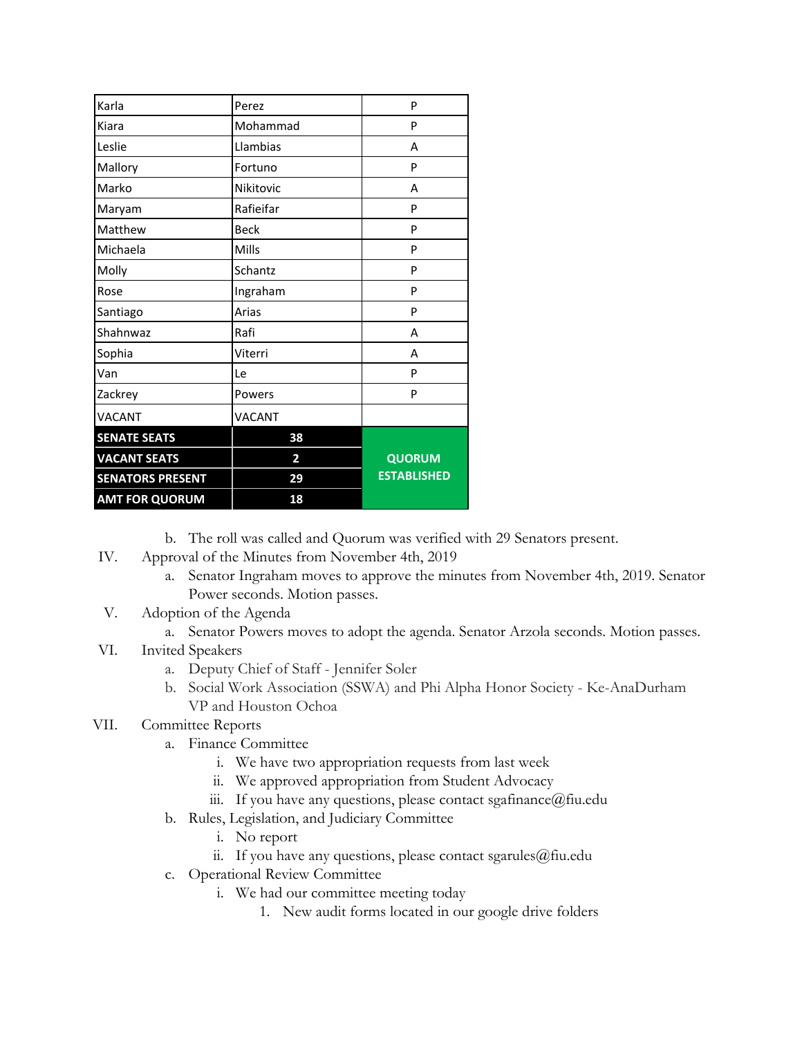| Karla | Perez | P |
|---|---|---|
| Kiara | Mohammad | P |
| Leslie | Llambias | A |
| Mallory | Fortuno | P |
| Marko | Nikitovic | A |
| Maryam | Rafieifar | P |
| Matthew | Beck | P |
| Michaela | Mills | P |
| Molly | Schantz | P |
| Rose | Ingraham | P |
| Santiago | Arias | P |
| Shahnwaz | Rafi | A |
| Sophia | Viterri | A |
| Van | Le | P |
| Zackrey | Powers | P |
| VACANT | VACANT | |
| **SENATE SEATS** | **38** | **QUORUM ESTABLISHED** |
| **VACANT SEATS** | **2** | |
| **SENATORS PRESENT** | **29** | |
| **AMT FOR QUORUM** | **18** | |

b. The roll was called and Quorum was verified with 29 Senators present.

IV. Approval of the Minutes from November 4th, 2019
   a. Senator Ingraham moves to approve the minutes from November 4th, 2019. Senator Power seconds. Motion passes.

V. Adoption of the Agenda
   a. Senator Powers moves to adopt the agenda. Senator Arzola seconds. Motion passes.

VI. Invited Speakers
   a. Deputy Chief of Staff - Jennifer Soler
   b. Social Work Association (SSWA) and Phi Alpha Honor Society - Ke-AnaDurham VP and Houston Ochoa

VII. Committee Reports
   a. Finance Committee
      i. We have two appropriation requests from last week
      ii. We approved appropriation from Student Advocacy
      iii. If you have any questions, please contact sgafinance@fiu.edu
   b. Rules, Legislation, and Judiciary Committee
      i. No report
      ii. If you have any questions, please contact sgarules@fiu.edu
   c. Operational Review Committee
      i. We had our committee meeting today
         1. New audit forms located in our google drive folders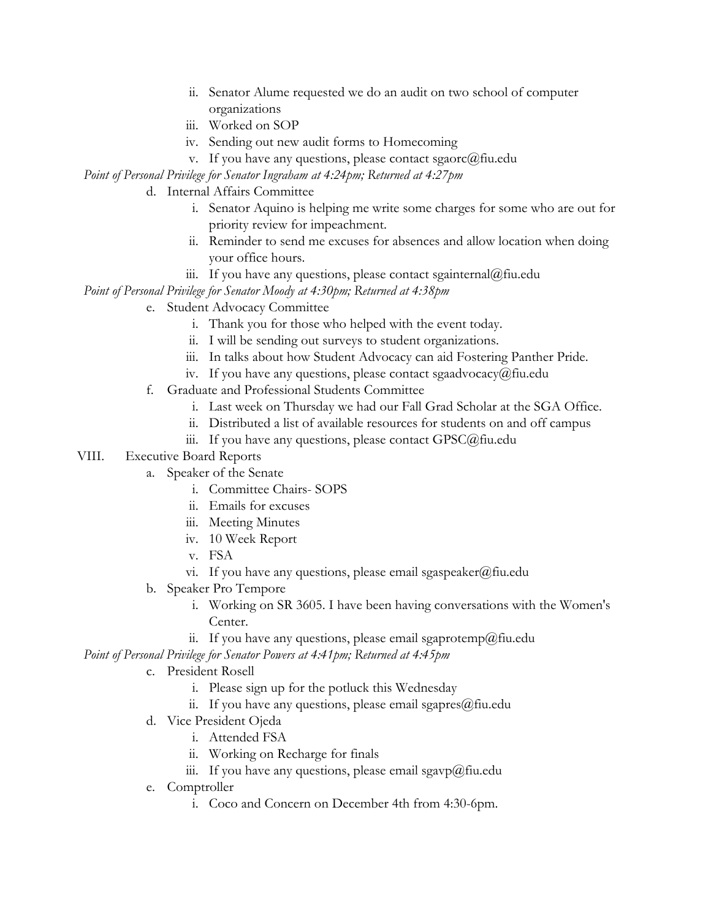ii. Senator Alume requested we do an audit on two school of computer organizations
   iii. Worked on SOP
   iv. Sending out new audit forms to Homecoming
   v. If you have any questions, please contact sgaorc@fiu.edu

*Point of Personal Privilege for Senator Ingraham at 4:24pm; Returned at 4:27pm*

d. Internal Affairs Committee
   i. Senator Aquino is helping me write some charges for some who are out for priority review for impeachment.
   ii. Reminder to send me excuses for absences and allow location when doing your office hours.
   iii. If you have any questions, please contact sgainternal@fiu.edu

*Point of Personal Privilege for Senator Moody at 4:30pm; Returned at 4:38pm*

e. Student Advocacy Committee
   i. Thank you for those who helped with the event today.
   ii. I will be sending out surveys to student organizations.
   iii. In talks about how Student Advocacy can aid Fostering Panther Pride.
   iv. If you have any questions, please contact sgaadvocacy@fiu.edu

f. Graduate and Professional Students Committee
   i. Last week on Thursday we had our Fall Grad Scholar at the SGA Office.
   ii. Distributed a list of available resources for students on and off campus
   iii. If you have any questions, please contact GPSC@fiu.edu

VIII. Executive Board Reports

a. Speaker of the Senate
   i. Committee Chairs- SOPS
   ii. Emails for excuses
   iii. Meeting Minutes
   iv. 10 Week Report
   v. FSA
   vi. If you have any questions, please email sgaspeaker@fiu.edu

b. Speaker Pro Tempore
   i. Working on SR 3605. I have been having conversations with the Women's Center.
   ii. If you have any questions, please email sgaprotemp@fiu.edu

*Point of Personal Privilege for Senator Powers at 4:41pm; Returned at 4:45pm*

c. President Rosell
   i. Please sign up for the potluck this Wednesday
   ii. If you have any questions, please email sgapres@fiu.edu

d. Vice President Ojeda
   i. Attended FSA
   ii. Working on Recharge for finals
   iii. If you have any questions, please email sgavp@fiu.edu

e. Comptroller
   i. Coco and Concern on December 4th from 4:30-6pm.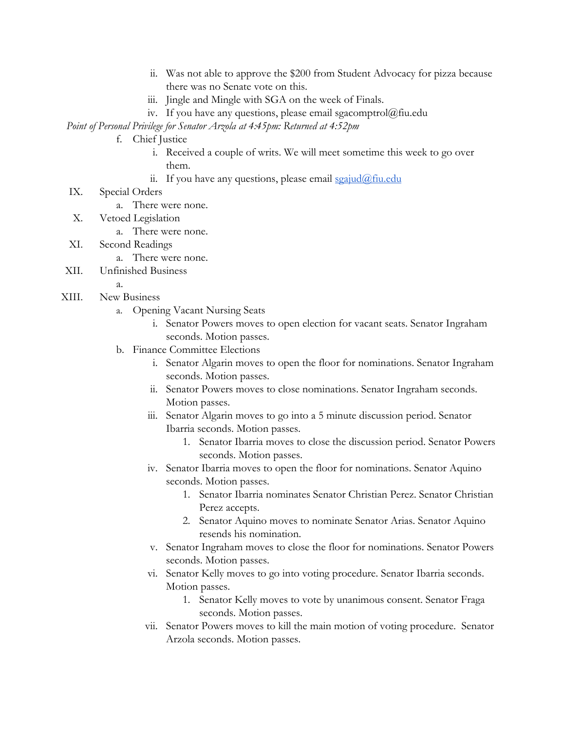ii. Was not able to approve the $200 from Student Advocacy for pizza because there was no Senate vote on this.
   iii. Jingle and Mingle with SGA on the week of Finals.
   iv. If you have any questions, please email sgacomptrol@fiu.edu

*Point of Personal Privilege for Senator Arzola at 4:45pm: Returned at 4:52pm*

f. Chief Justice
   i. Received a couple of writs. We will meet sometime this week to go over them.
   ii. If you have any questions, please email [sgajud@fiu.edu](mailto:sgajud@fiu.edu)

IX. Special Orders
   a. There were none.

X. Vetoed Legislation
   a. There were none.

XI. Second Readings
   a. There were none.

XII. Unfinished Business
   a.

XIII. New Business
   a. Opening Vacant Nursing Seats
      i. Senator Powers moves to open election for vacant seats. Senator Ingraham seconds. Motion passes.
   b. Finance Committee Elections
      i. Senator Algarin moves to open the floor for nominations. Senator Ingraham seconds. Motion passes.
      ii. Senator Powers moves to close nominations. Senator Ingraham seconds. Motion passes.
      iii. Senator Algarin moves to go into a 5 minute discussion period. Senator Ibarria seconds. Motion passes.
         1. Senator Ibarria moves to close the discussion period. Senator Powers seconds. Motion passes.
      iv. Senator Ibarria moves to open the floor for nominations. Senator Aquino seconds. Motion passes.
         1. Senator Ibarria nominates Senator Christian Perez. Senator Christian Perez accepts.
         2. Senator Aquino moves to nominate Senator Arias. Senator Aquino resends his nomination.
      v. Senator Ingraham moves to close the floor for nominations. Senator Powers seconds. Motion passes.
      vi. Senator Kelly moves to go into voting procedure. Senator Ibarria seconds. Motion passes.
         1. Senator Kelly moves to vote by unanimous consent. Senator Fraga seconds. Motion passes.
      vii. Senator Powers moves to kill the main motion of voting procedure. Senator Arzola seconds. Motion passes.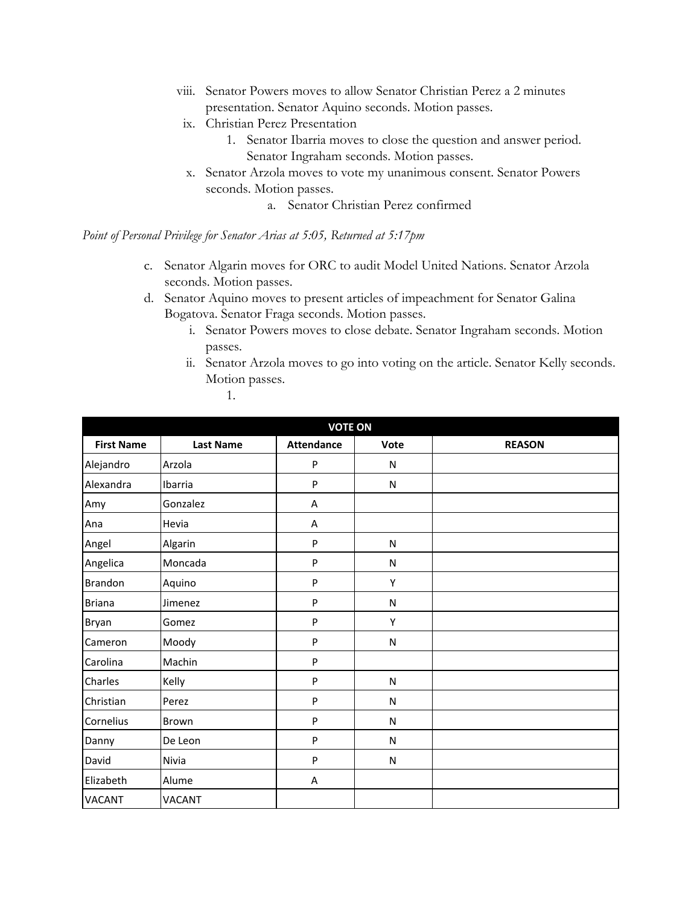viii. Senator Powers moves to allow Senator Christian Perez a 2 minutes presentation. Senator Aquino seconds. Motion passes.

ix. Christian Perez Presentation

1. Senator Ibarria moves to close the question and answer period. Senator Ingraham seconds. Motion passes.

x. Senator Arzola moves to vote my unanimous consent. Senator Powers seconds. Motion passes.

a. Senator Christian Perez confirmed

*Point of Personal Privilege for Senator Arias at 5:05, Returned at 5:17pm*

c. Senator Algarin moves for ORC to audit Model United Nations. Senator Arzola seconds. Motion passes.

d. Senator Aquino moves to present articles of impeachment for Senator Galina Bogatova. Senator Fraga seconds. Motion passes.

i. Senator Powers moves to close debate. Senator Ingraham seconds. Motion passes.

ii. Senator Arzola moves to go into voting on the article. Senator Kelly seconds. Motion passes.

1.

| VOTE ON | | | | |
|---|---|---|---|---|
| **First Name** | **Last Name** | **Attendance** | **Vote** | **REASON** |
| Alejandro | Arzola | P | N | |
| Alexandra | Ibarria | P | N | |
| Amy | Gonzalez | A | | |
| Ana | Hevia | A | | |
| Angel | Algarin | P | N | |
| Angelica | Moncada | P | N | |
| Brandon | Aquino | P | Y | |
| Briana | Jimenez | P | N | |
| Bryan | Gomez | P | Y | |
| Cameron | Moody | P | N | |
| Carolina | Machin | P | | |
| Charles | Kelly | P | N | |
| Christian | Perez | P | N | |
| Cornelius | Brown | P | N | |
| Danny | De Leon | P | N | |
| David | Nivia | P | N | |
| Elizabeth | Alume | A | | |
| VACANT | VACANT | | | |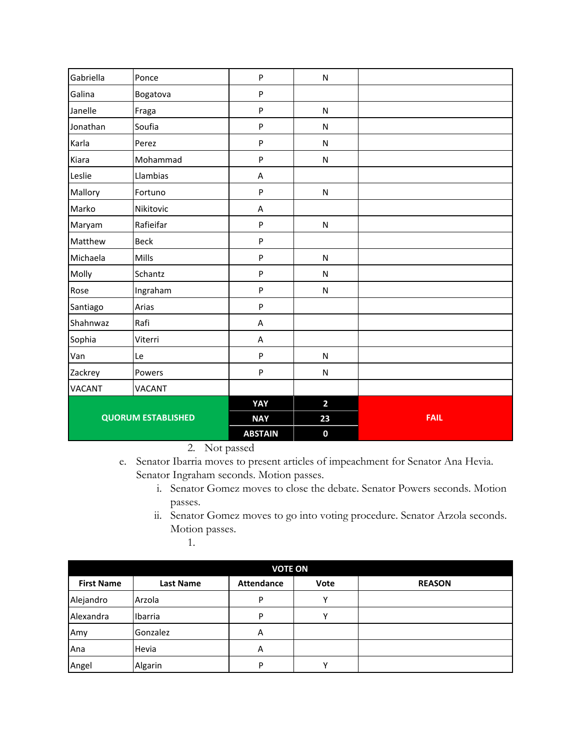| | | | | |
|---|---|---|---|---|
| Gabriella | Ponce | P | N | |
| Galina | Bogatova | P | | |
| Janelle | Fraga | P | N | |
| Jonathan | Soufia | P | N | |
| Karla | Perez | P | N | |
| Kiara | Mohammad | P | N | |
| Leslie | Llambias | A | | |
| Mallory | Fortuno | P | N | |
| Marko | Nikitovic | A | | |
| Maryam | Rafieifar | P | N | |
| Matthew | Beck | P | | |
| Michaela | Mills | P | N | |
| Molly | Schantz | P | N | |
| Rose | Ingraham | P | N | |
| Santiago | Arias | P | | |
| Shahnwaz | Rafi | A | | |
| Sophia | Viterri | A | | |
| Van | Le | P | N | |
| Zackrey | Powers | P | N | |
| VACANT | VACANT | | | |
| **QUORUM ESTABLISHED** | | **YAY** | **2** | **FAIL** |
| | | **NAY** | **23** | |
| | | **ABSTAIN** | **0** | |

2. Not passed

e. Senator Ibarria moves to present articles of impeachment for Senator Ana Hevia. Senator Ingraham seconds. Motion passes.
   i. Senator Gomez moves to close the debate. Senator Powers seconds. Motion passes.
   ii. Senator Gomez moves to go into voting procedure. Senator Arzola seconds. Motion passes.
      1.

| **VOTE ON** | | | | |
|---|---|---|---|---|
| **First Name** | **Last Name** | **Attendance** | **Vote** | **REASON** |
| Alejandro | Arzola | P | Y | |
| Alexandra | Ibarria | P | Y | |
| Amy | Gonzalez | A | | |
| Ana | Hevia | A | | |
| Angel | Algarin | P | Y | |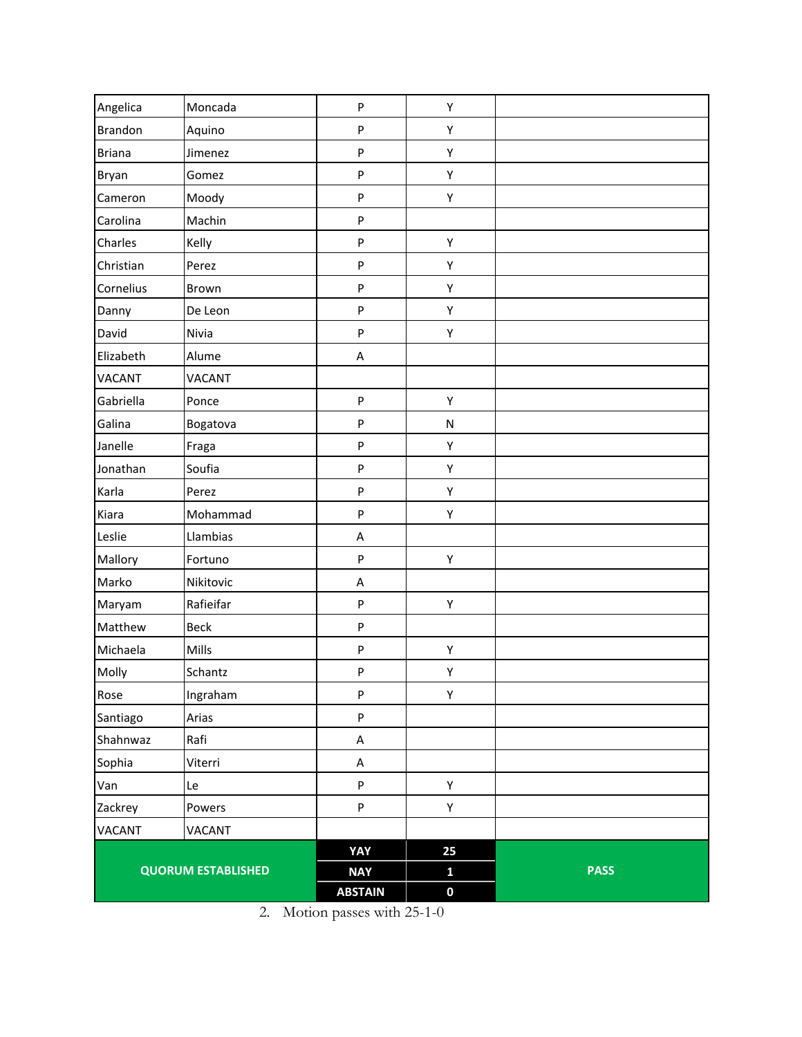| | | | | |
|---|---|---|---|---|
| Angelica | Moncada | P | Y | |
| Brandon | Aquino | P | Y | |
| Briana | Jimenez | P | Y | |
| Bryan | Gomez | P | Y | |
| Cameron | Moody | P | Y | |
| Carolina | Machin | P | | |
| Charles | Kelly | P | Y | |
| Christian | Perez | P | Y | |
| Cornelius | Brown | P | Y | |
| Danny | De Leon | P | Y | |
| David | Nivia | P | Y | |
| Elizabeth | Alume | A | | |
| VACANT | VACANT | | | |
| Gabriella | Ponce | P | Y | |
| Galina | Bogatova | P | N | |
| Janelle | Fraga | P | Y | |
| Jonathan | Soufia | P | Y | |
| Karla | Perez | P | Y | |
| Kiara | Mohammad | P | Y | |
| Leslie | Llambias | A | | |
| Mallory | Fortuno | P | Y | |
| Marko | Nikitovic | A | | |
| Maryam | Rafieifar | P | Y | |
| Matthew | Beck | P | | |
| Michaela | Mills | P | Y | |
| Molly | Schantz | P | Y | |
| Rose | Ingraham | P | Y | |
| Santiago | Arias | P | | |
| Shahnwaz | Rafi | A | | |
| Sophia | Viterri | A | | |
| Van | Le | P | Y | |
| Zackrey | Powers | P | Y | |
| VACANT | VACANT | | | |
| **QUORUM ESTABLISHED** | | **YAY** | **25** | **PASS** |
| | | **NAY** | **1** | |
| | | **ABSTAIN** | **0** | |

2. Motion passes with 25-1-0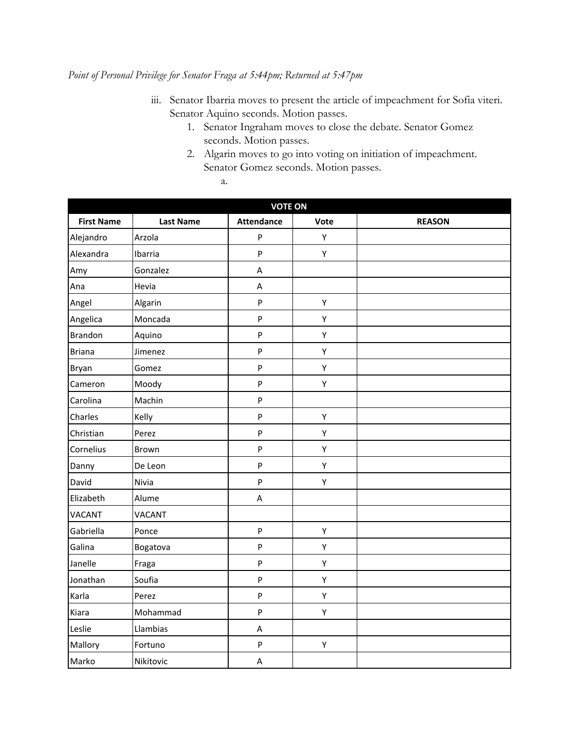*Point of Personal Privilege for Senator Fraga at 5:44pm; Returned at 5:47pm*

iii. Senator Ibarria moves to present the article of impeachment for Sofia viteri. Senator Aquino seconds. Motion passes.
   1. Senator Ingraham moves to close the debate. Senator Gomez seconds. Motion passes.
   2. Algarin moves to go into voting on initiation of impeachment. Senator Gomez seconds. Motion passes.
      a.

| VOTE ON | | | | |
|---|---|---|---|---|
| **First Name** | **Last Name** | **Attendance** | **Vote** | **REASON** |
| Alejandro | Arzola | P | Y | |
| Alexandra | Ibarria | P | Y | |
| Amy | Gonzalez | A | | |
| Ana | Hevia | A | | |
| Angel | Algarin | P | Y | |
| Angelica | Moncada | P | Y | |
| Brandon | Aquino | P | Y | |
| Briana | Jimenez | P | Y | |
| Bryan | Gomez | P | Y | |
| Cameron | Moody | P | Y | |
| Carolina | Machin | P | | |
| Charles | Kelly | P | Y | |
| Christian | Perez | P | Y | |
| Cornelius | Brown | P | Y | |
| Danny | De Leon | P | Y | |
| David | Nivia | P | Y | |
| Elizabeth | Alume | A | | |
| VACANT | VACANT | | | |
| Gabriella | Ponce | P | Y | |
| Galina | Bogatova | P | Y | |
| Janelle | Fraga | P | Y | |
| Jonathan | Soufia | P | Y | |
| Karla | Perez | P | Y | |
| Kiara | Mohammad | P | Y | |
| Leslie | Llambias | A | | |
| Mallory | Fortuno | P | Y | |
| Marko | Nikitovic | A | | |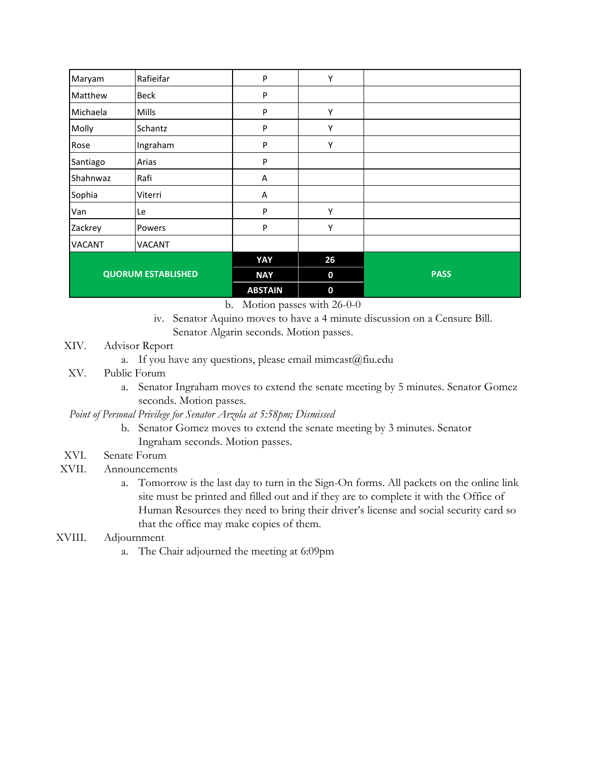| | | | | |
|---|---|---|---|---|
| Maryam | Rafieifar | P | Y | |
| Matthew | Beck | P | | |
| Michaela | Mills | P | Y | |
| Molly | Schantz | P | Y | |
| Rose | Ingraham | P | Y | |
| Santiago | Arias | P | | |
| Shahnwaz | Rafi | A | | |
| Sophia | Viterri | A | | |
| Van | Le | P | Y | |
| Zackrey | Powers | P | Y | |
| VACANT | VACANT | | | |
| **QUORUM ESTABLISHED** | | **YAY** | **26** | **PASS** |
| | | **NAY** | **0** | |
| | | **ABSTAIN** | **0** | |

b. Motion passes with 26-0-0

iv. Senator Aquino moves to have a 4 minute discussion on a Censure Bill. Senator Algarin seconds. Motion passes.

XIV. Advisor Report

a. If you have any questions, please email mimcast@fiu.edu

XV. Public Forum

a. Senator Ingraham moves to extend the senate meeting by 5 minutes. Senator Gomez seconds. Motion passes.

*Point of Personal Privilege for Senator Arzola at 5:58pm; Dismissed*

b. Senator Gomez moves to extend the senate meeting by 3 minutes. Senator Ingraham seconds. Motion passes.

XVI. Senate Forum

XVII. Announcements

a. Tomorrow is the last day to turn in the Sign-On forms. All packets on the online link site must be printed and filled out and if they are to complete it with the Office of Human Resources they need to bring their driver's license and social security card so that the office may make copies of them.

XVIII. Adjournment

a. The Chair adjourned the meeting at 6:09pm